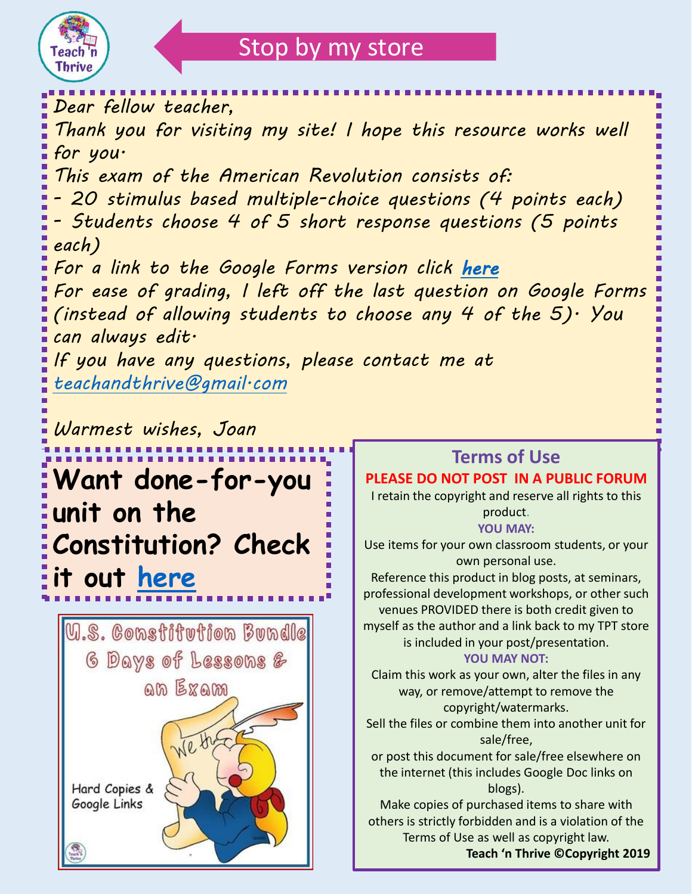Teach 'n Thrive

Stop by my store

Dear fellow teacher,

Thank you for visiting my site! I hope this resource works well for you.

This exam of the American Revolution consists of:

- 20 stimulus based multiple-choice questions (4 points each)
- Students choose 4 of 5 short response questions (5 points each)

For a link to the Google Forms version click **here**

For ease of grading, I left off the last question on Google Forms (instead of allowing students to choose any 4 of the 5). You can always edit.

If you have any questions, please contact me at teachandthrive@gmail.com

Warmest wishes, Joan

**Want done-for-you unit on the Constitution? Check it out here**

U.S. Constitution Bundle 6 Days of Lessons & an Exam

Hard Copies & Google Links

## Terms of Use

**PLEASE DO NOT POST IN A PUBLIC FORUM**

I retain the copyright and reserve all rights to this product.

**YOU MAY:**

Use items for your own classroom students, or your own personal use.

Reference this product in blog posts, at seminars, professional development workshops, or other such venues PROVIDED there is both credit given to myself as the author and a link back to my TPT store is included in your post/presentation.

**YOU MAY NOT:**

Claim this work as your own, alter the files in any way, or remove/attempt to remove the copyright/watermarks.

Sell the files or combine them into another unit for sale/free,

or post this document for sale/free elsewhere on the internet (this includes Google Doc links on blogs).

Make copies of purchased items to share with others is strictly forbidden and is a violation of the Terms of Use as well as copyright law.

**Teach 'n Thrive ©Copyright 2019**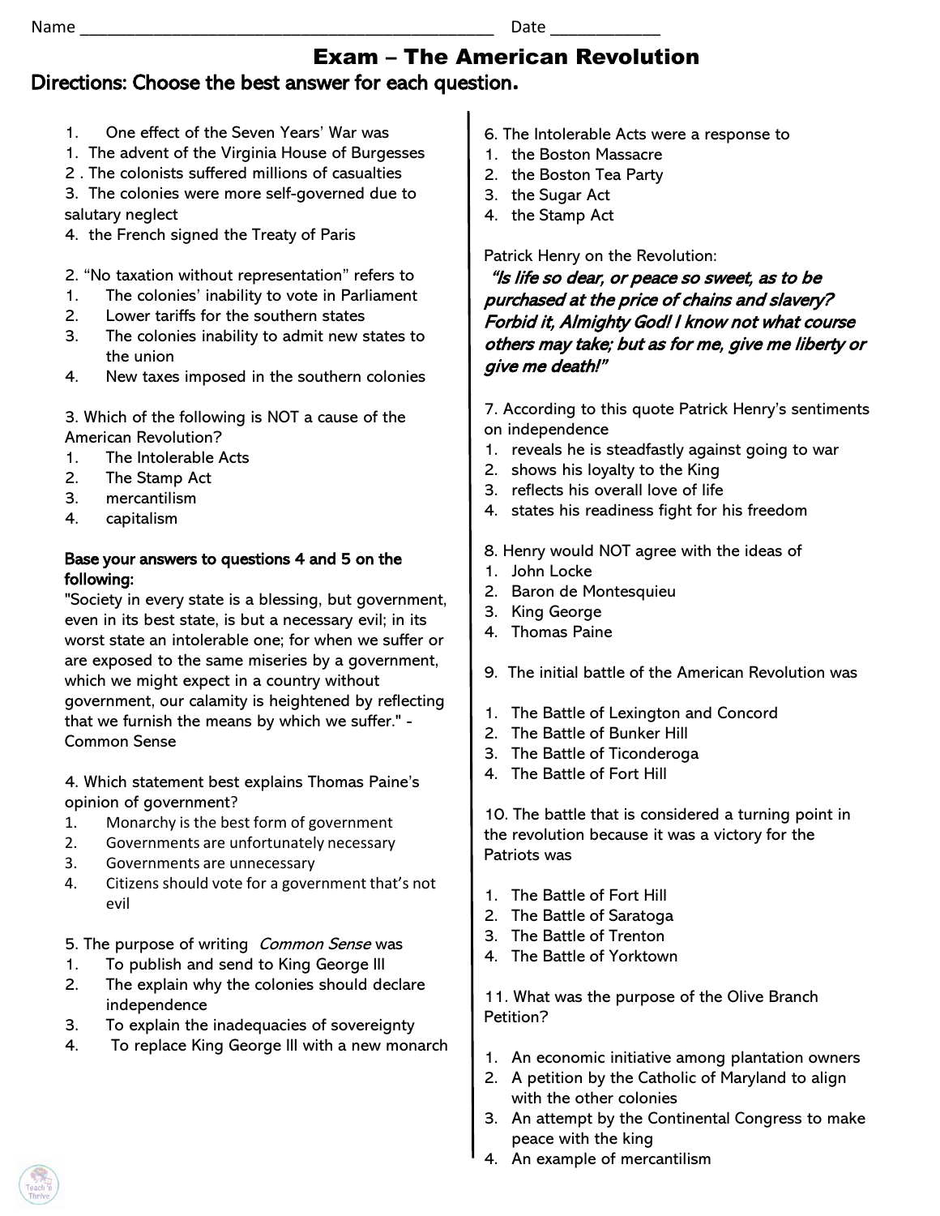Name ___________________________________________ Date ___________

# Exam – The American Revolution

**Directions: Choose the best answer for each question.**

1. One effect of the Seven Years' War was
1. The advent of the Virginia House of Burgesses
2 . The colonists suffered millions of casualties
3. The colonies were more self-governed due to salutary neglect
4. the French signed the Treaty of Paris

2. "No taxation without representation" refers to
1. The colonies' inability to vote in Parliament
2. Lower tariffs for the southern states
3. The colonies inability to admit new states to the union
4. New taxes imposed in the southern colonies

3. Which of the following is NOT a cause of the American Revolution?
1. The Intolerable Acts
2. The Stamp Act
3. mercantilism
4. capitalism

**Base your answers to questions 4 and 5 on the following:**

"Society in every state is a blessing, but government, even in its best state, is but a necessary evil; in its worst state an intolerable one; for when we suffer or are exposed to the same miseries by a government, which we might expect in a country without government, our calamity is heightened by reflecting that we furnish the means by which we suffer." - Common Sense

4. Which statement best explains Thomas Paine's opinion of government?
1. Monarchy is the best form of government
2. Governments are unfortunately necessary
3. Governments are unnecessary
4. Citizens should vote for a government that's not evil

5. The purpose of writing *Common Sense* was
1. To publish and send to King George III
2. The explain why the colonies should declare independence
3. To explain the inadequacies of sovereignty
4. To replace King George III with a new monarch

6. The Intolerable Acts were a response to
1. the Boston Massacre
2. the Boston Tea Party
3. the Sugar Act
4. the Stamp Act

Patrick Henry on the Revolution:

***"Is life so dear, or peace so sweet, as to be purchased at the price of chains and slavery? Forbid it, Almighty God! I know not what course others may take; but as for me, give me liberty or give me death!"***

7. According to this quote Patrick Henry's sentiments on independence
1. reveals he is steadfastly against going to war
2. shows his loyalty to the King
3. reflects his overall love of life
4. states his readiness fight for his freedom

8. Henry would NOT agree with the ideas of
1. John Locke
2. Baron de Montesquieu
3. King George
4. Thomas Paine

9. The initial battle of the American Revolution was
1. The Battle of Lexington and Concord
2. The Battle of Bunker Hill
3. The Battle of Ticonderoga
4. The Battle of Fort Hill

10. The battle that is considered a turning point in the revolution because it was a victory for the Patriots was
1. The Battle of Fort Hill
2. The Battle of Saratoga
3. The Battle of Trenton
4. The Battle of Yorktown

11. What was the purpose of the Olive Branch Petition?
1. An economic initiative among plantation owners
2. A petition by the Catholic of Maryland to align with the other colonies
3. An attempt by the Continental Congress to make peace with the king
4. An example of mercantilism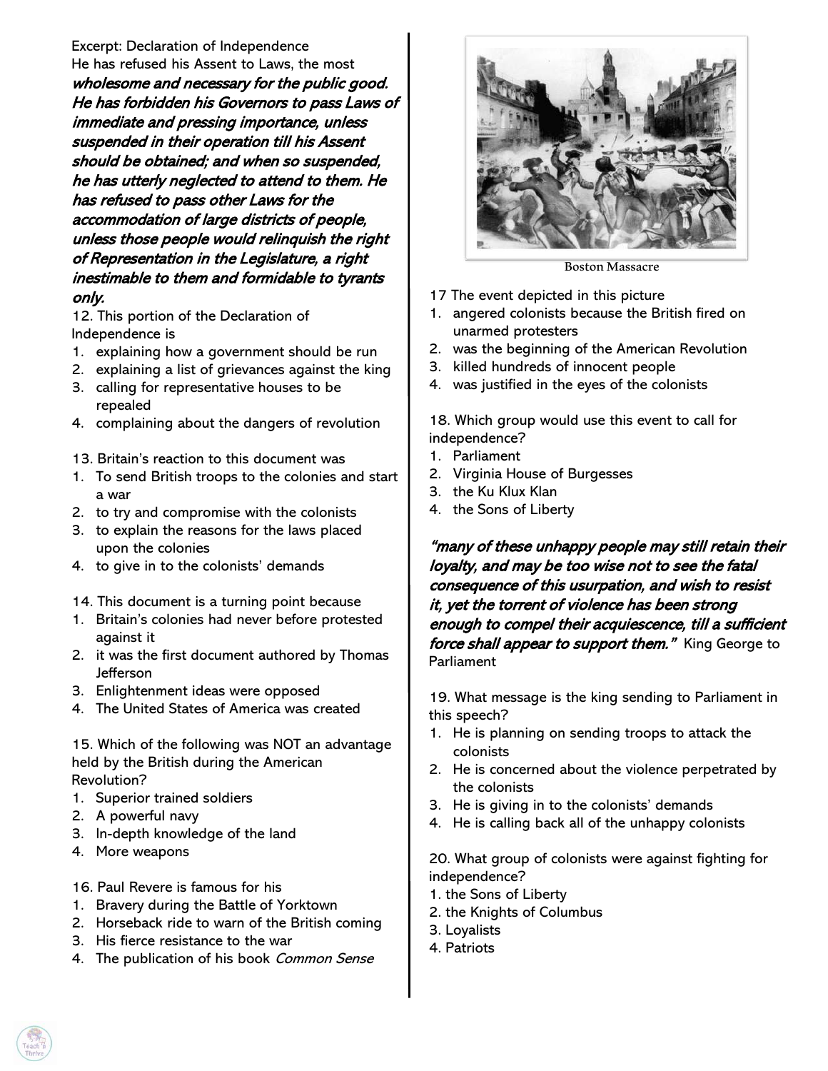Excerpt: Declaration of Independence

He has refused his Assent to Laws, the most ***wholesome and necessary for the public good. He has forbidden his Governors to pass Laws of immediate and pressing importance, unless suspended in their operation till his Assent should be obtained; and when so suspended, he has utterly neglected to attend to them. He has refused to pass other Laws for the accommodation of large districts of people, unless those people would relinquish the right of Representation in the Legislature, a right inestimable to them and formidable to tyrants only.***

12. This portion of the Declaration of Independence is
1. explaining how a government should be run
2. explaining a list of grievances against the king
3. calling for representative houses to be repealed
4. complaining about the dangers of revolution

13. Britain's reaction to this document was
1. To send British troops to the colonies and start a war
2. to try and compromise with the colonists
3. to explain the reasons for the laws placed upon the colonies
4. to give in to the colonists' demands

14. This document is a turning point because
1. Britain's colonies had never before protested against it
2. it was the first document authored by Thomas Jefferson
3. Enlightenment ideas were opposed
4. The United States of America was created

15. Which of the following was NOT an advantage held by the British during the American Revolution?
1. Superior trained soldiers
2. A powerful navy
3. In-depth knowledge of the land
4. More weapons

16. Paul Revere is famous for his
1. Bravery during the Battle of Yorktown
2. Horseback ride to warn of the British coming
3. His fierce resistance to the war
4. The publication of his book *Common Sense*

Boston Massacre

17 The event depicted in this picture
1. angered colonists because the British fired on unarmed protesters
2. was the beginning of the American Revolution
3. killed hundreds of innocent people
4. was justified in the eyes of the colonists

18. Which group would use this event to call for independence?
1. Parliament
2. Virginia House of Burgesses
3. the Ku Klux Klan
4. the Sons of Liberty

***"many of these unhappy people may still retain their loyalty, and may be too wise not to see the fatal consequence of this usurpation, and wish to resist it, yet the torrent of violence has been strong enough to compel their acquiescence, till a sufficient force shall appear to support them."*** King George to Parliament

19. What message is the king sending to Parliament in this speech?
1. He is planning on sending troops to attack the colonists
2. He is concerned about the violence perpetrated by the colonists
3. He is giving in to the colonists' demands
4. He is calling back all of the unhappy colonists

20. What group of colonists were against fighting for independence?
1. the Sons of Liberty
2. the Knights of Columbus
3. Loyalists
4. Patriots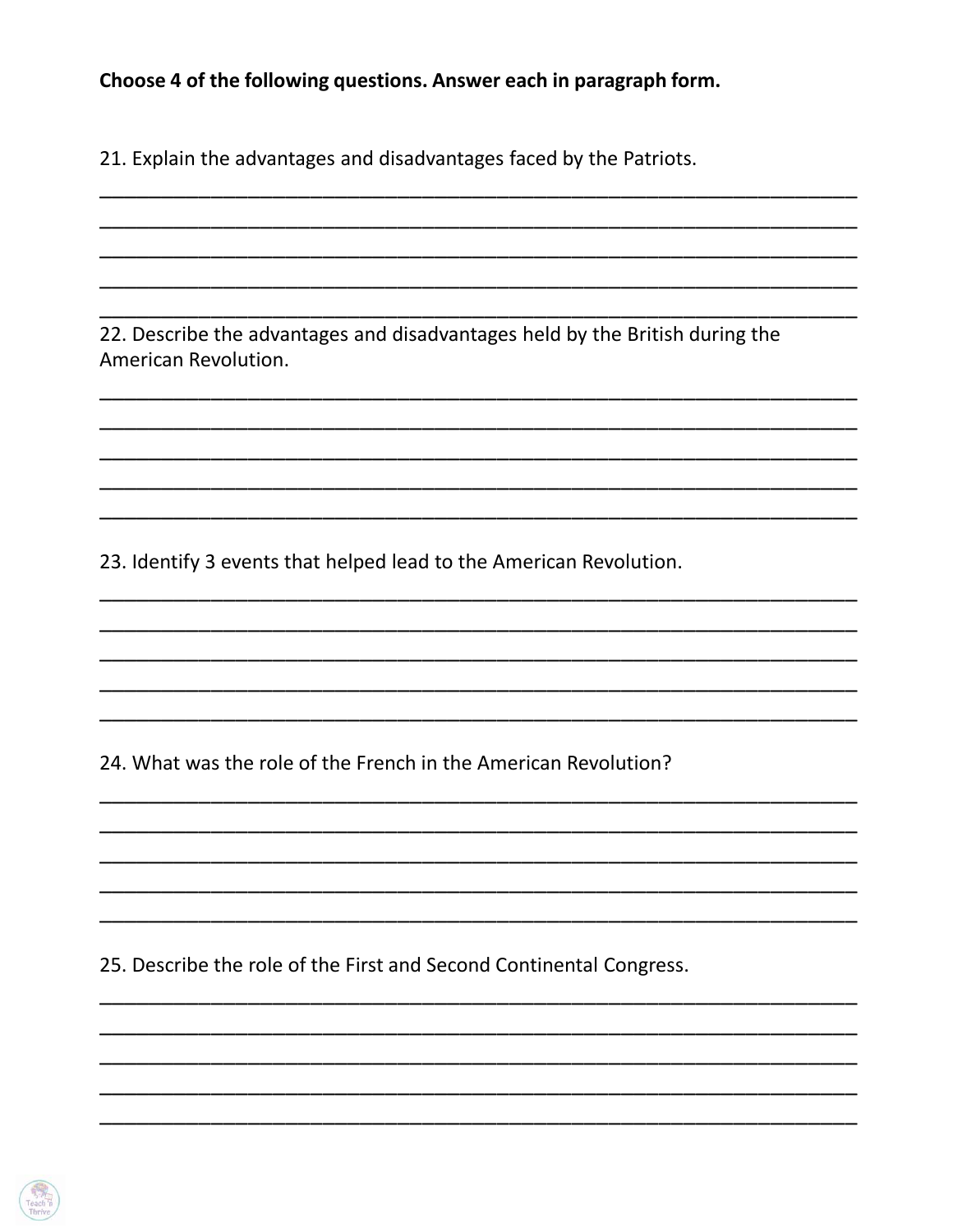**Choose 4 of the following questions. Answer each in paragraph form.**

21. Explain the advantages and disadvantages faced by the Patriots.

______________________________________________________________________

______________________________________________________________________

______________________________________________________________________

______________________________________________________________________

______________________________________________________________________

22. Describe the advantages and disadvantages held by the British during the American Revolution.

______________________________________________________________________

______________________________________________________________________

______________________________________________________________________

______________________________________________________________________

______________________________________________________________________

23. Identify 3 events that helped lead to the American Revolution.

______________________________________________________________________

______________________________________________________________________

______________________________________________________________________

______________________________________________________________________

______________________________________________________________________

24. What was the role of the French in the American Revolution?

______________________________________________________________________

______________________________________________________________________

______________________________________________________________________

______________________________________________________________________

______________________________________________________________________

25. Describe the role of the First and Second Continental Congress.

______________________________________________________________________

______________________________________________________________________

______________________________________________________________________

______________________________________________________________________

______________________________________________________________________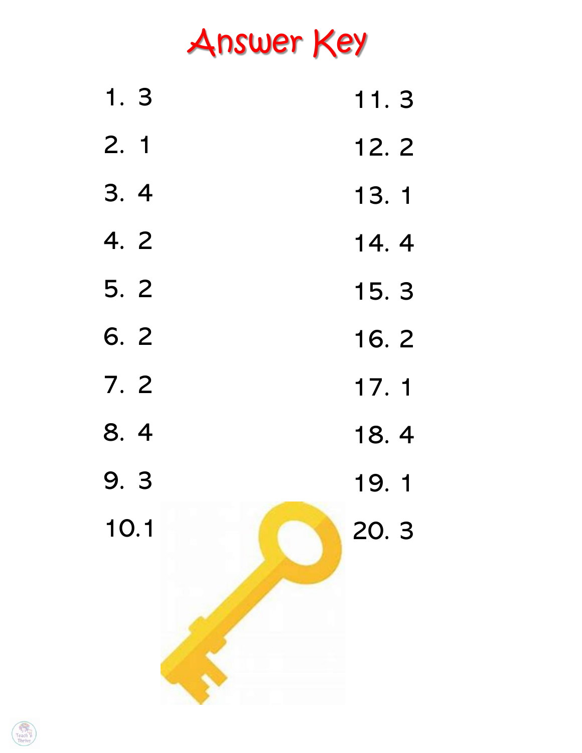# Answer Key

1. 3
2. 1
3. 4
4. 2
5. 2
6. 2
7. 2
8. 4
9. 3
10. 1
11. 3
12. 2
13. 1
14. 4
15. 3
16. 2
17. 1
18. 4
19. 1
20. 3